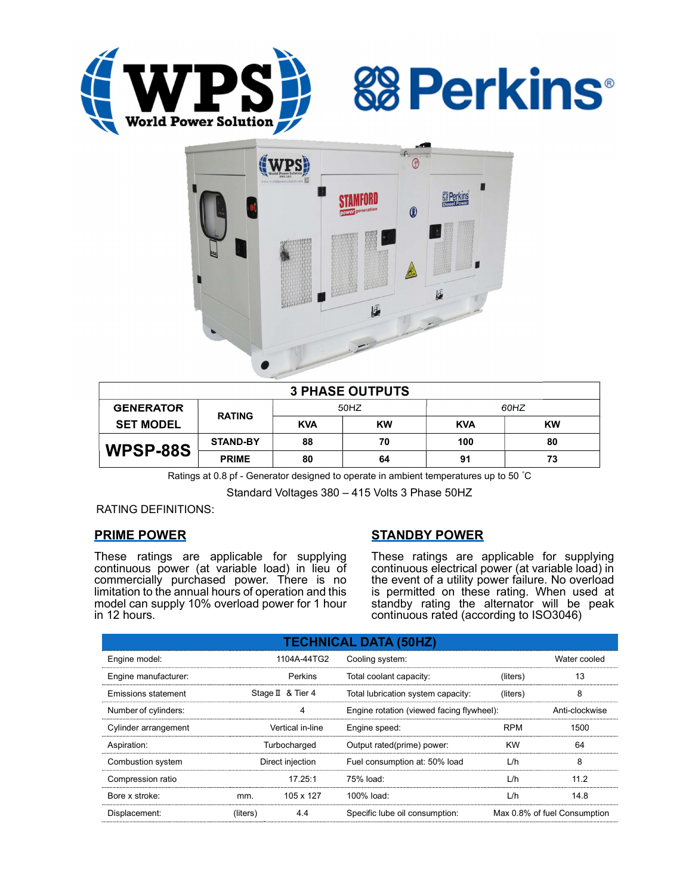WPS World Power Solution

Perkins®

| 3 PHASE OUTPUTS | | | | | |
|---|---|---|---|---|---|
| GENERATOR SET MODEL | RATING | 50HZ | | 60HZ | |
| | | KVA | KW | KVA | KW |
| WPSP-88S | STAND-BY | 88 | 70 | 100 | 80 |
| | PRIME | 80 | 64 | 91 | 73 |

Ratings at 0.8 pf - Generator designed to operate in ambient temperatures up to 50 ˚C

Standard Voltages 380 – 415 Volts 3 Phase 50HZ

RATING DEFINITIONS:

## PRIME POWER

These ratings are applicable for supplying continuous power (at variable load) in lieu of commercially purchased power. There is no limitation to the annual hours of operation and this model can supply 10% overload power for 1 hour in 12 hours.

## STANDBY POWER

These ratings are applicable for supplying continuous electrical power (at variable load) in the event of a utility power failure. No overload is permitted on these rating. When used at standby rating the alternator will be peak continuous rated (according to ISO3046)

| TECHNICAL DATA (50HZ) | | | | | |
|---|---|---|---|---|---|
| Engine model: | | 1104A-44TG2 | Cooling system: | | Water cooled |
| Engine manufacturer: | | Perkins | Total coolant capacity: | (liters) | 13 |
| Emissions statement | | Stage Ⅱ & Tier 4 | Total lubrication system capacity: | (liters) | 8 |
| Number of cylinders: | | 4 | Engine rotation (viewed facing flywheel): | | Anti-clockwise |
| Cylinder arrangement | | Vertical in-line | Engine speed: | RPM | 1500 |
| Aspiration: | | Turbocharged | Output rated(prime) power: | KW | 64 |
| Combustion system | | Direct injection | Fuel consumption at: 50% load | L/h | 8 |
| Compression ratio | | 17.25:1 | 75% load: | L/h | 11.2 |
| Bore x stroke: | mm. | 105 x 127 | 100% load: | L/h | 14.8 |
| Displacement: | (liters) | 4.4 | Specific lube oil consumption: | | Max 0.8% of fuel Consumption |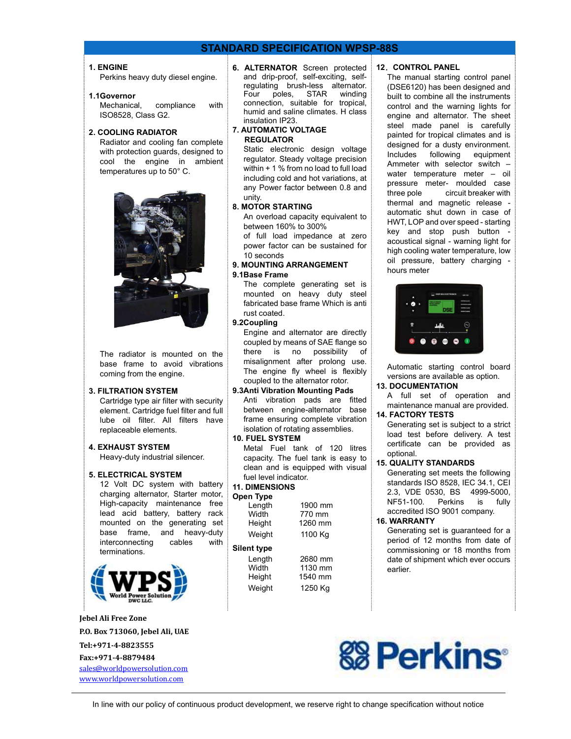# STANDARD SPECIFICATION WPSP-88S

### 1. ENGINE

Perkins heavy duty diesel engine.

### 1.1Governor

Mechanical, compliance with ISO8528, Class G2.

### 2. COOLING RADIATOR

Radiator and cooling fan complete with protection guards, designed to cool the engine in ambient temperatures up to 50° C.

The radiator is mounted on the base frame to avoid vibrations coming from the engine.

### 3. FILTRATION SYSTEM

Cartridge type air filter with security element. Cartridge fuel filter and full lube oil filter. All filters have replaceable elements.

### 4. EXHAUST SYSTEM

Heavy-duty industrial silencer.

### 5. ELECTRICAL SYSTEM

12 Volt DC system with battery charging alternator, Starter motor, High-capacity maintenance free lead acid battery, battery rack mounted on the generating set base frame, and heavy-duty interconnecting cables with terminations.

### 6. ALTERNATOR

Screen protected and drip-proof, self-exciting, self-regulating brush-less alternator. Four poles, STAR winding connection, suitable for tropical, humid and saline climates. H class insulation IP23.

### 7. AUTOMATIC VOLTAGE REGULATOR

Static electronic design voltage regulator. Steady voltage precision within + 1 % from no load to full load including cold and hot variations, at any Power factor between 0.8 and unity.

### 8. MOTOR STARTING

An overload capacity equivalent to between 160% to 300% of full load impedance at zero power factor can be sustained for 10 seconds

### 9. MOUNTING ARRANGEMENT

### 9.1Base Frame

The complete generating set is mounted on heavy duty steel fabricated base frame Which is anti rust coated.

### 9.2Coupling

Engine and alternator are directly coupled by means of SAE flange so there is no possibility of misalignment after prolong use. The engine fly wheel is flexibly coupled to the alternator rotor.

### 9.3Anti Vibration Mounting Pads

Anti vibration pads are fitted between engine-alternator base frame ensuring complete vibration isolation of rotating assemblies.

### 10. FUEL SYSTEM

Metal Fuel tank of 120 litres capacity. The fuel tank is easy to clean and is equipped with visual fuel level indicator.

### 11. DIMENSIONS

**Open Type**

| | |
|---|---|
| Length | 1900 mm |
| Width | 770 mm |
| Height | 1260 mm |
| Weight | 1100 Kg |

**Silent type**

| | |
|---|---|
| Length | 2680 mm |
| Width | 1130 mm |
| Height | 1540 mm |
| Weight | 1250 Kg |

### 12. CONTROL PANEL

The manual starting control panel (DSE6120) has been designed and built to combine all the instruments control and the warning lights for engine and alternator. The sheet steel made panel is carefully painted for tropical climates and is designed for a dusty environment. Includes following equipment Ammeter with selector switch – water temperature meter – oil pressure meter- moulded case three pole circuit breaker with thermal and magnetic release - automatic shut down in case of HWT, LOP and over speed - starting key and stop push button - acoustical signal - warning light for high cooling water temperature, low oil pressure, battery charging - hours meter

Automatic starting control board versions are available as option.

### 13. DOCUMENTATION

A full set of operation and maintenance manual are provided.

### 14. FACTORY TESTS

Generating set is subject to a strict load test before delivery. A test certificate can be provided as optional.

### 15. QUALITY STANDARDS

Generating set meets the following standards ISO 8528, IEC 34.1, CEI 2.3, VDE 0530, BS 4999-5000, NF51-100. Perkins is fully accredited ISO 9001 company.

### 16. WARRANTY

Generating set is guaranteed for a period of 12 months from date of commissioning or 18 months from date of shipment which ever occurs earlier.

WPS World Power Solution DWC LLC.

**Jebel Ali Free Zone**
**P.O. Box 713060, Jebel Ali, UAE**
**Tel:+971-4-8823555**
**Fax:+971-4-8879484**
sales@worldpowersolution.com
www.worldpowersolution.com

Perkins®

In line with our policy of continuous product development, we reserve right to change specification without notice